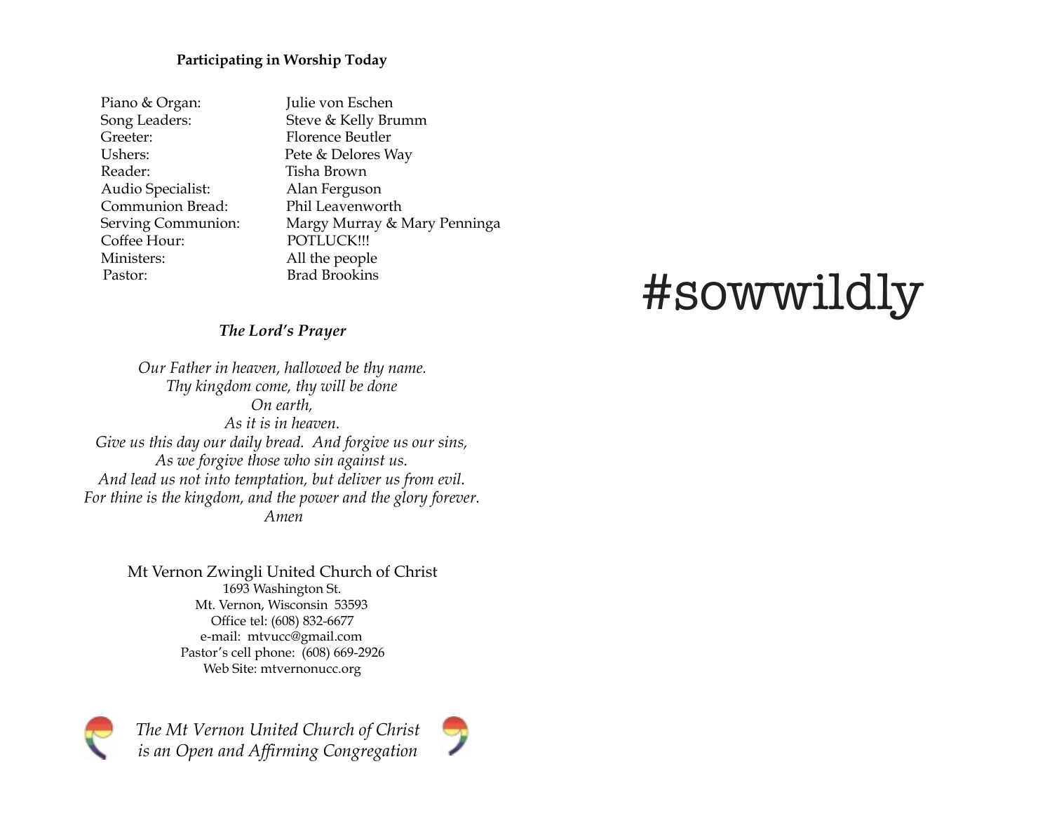**Participating in Worship Today**

| | |
|---|---|
| Piano & Organ: | Julie von Eschen |
| Song Leaders: | Steve & Kelly Brumm |
| Greeter: | Florence Beutler |
| Ushers: | Pete & Delores Way |
| Reader: | Tisha Brown |
| Audio Specialist: | Alan Ferguson |
| Communion Bread: | Phil Leavenworth |
| Serving Communion: | Margy Murray & Mary Penninga |
| Coffee Hour: | POTLUCK!!! |
| Ministers: | All the people |
| Pastor: | Brad Brookins |

***The Lord's Prayer***

*Our Father in heaven, hallowed be thy name.*
*Thy kingdom come, thy will be done*
*On earth,*
*As it is in heaven.*
*Give us this day our daily bread. And forgive us our sins,*
*As we forgive those who sin against us.*
*And lead us not into temptation, but deliver us from evil.*
*For thine is the kingdom, and the power and the glory forever.*
*Amen*

Mt Vernon Zwingli United Church of Christ
1693 Washington St.
Mt. Vernon, Wisconsin 53593
Office tel: (608) 832-6677
e-mail: mtvucc@gmail.com
Pastor's cell phone: (608) 669-2926
Web Site: mtvernonucc.org

*The Mt Vernon United Church of Christ*
*is an Open and Affirming Congregation*

# #sowwildly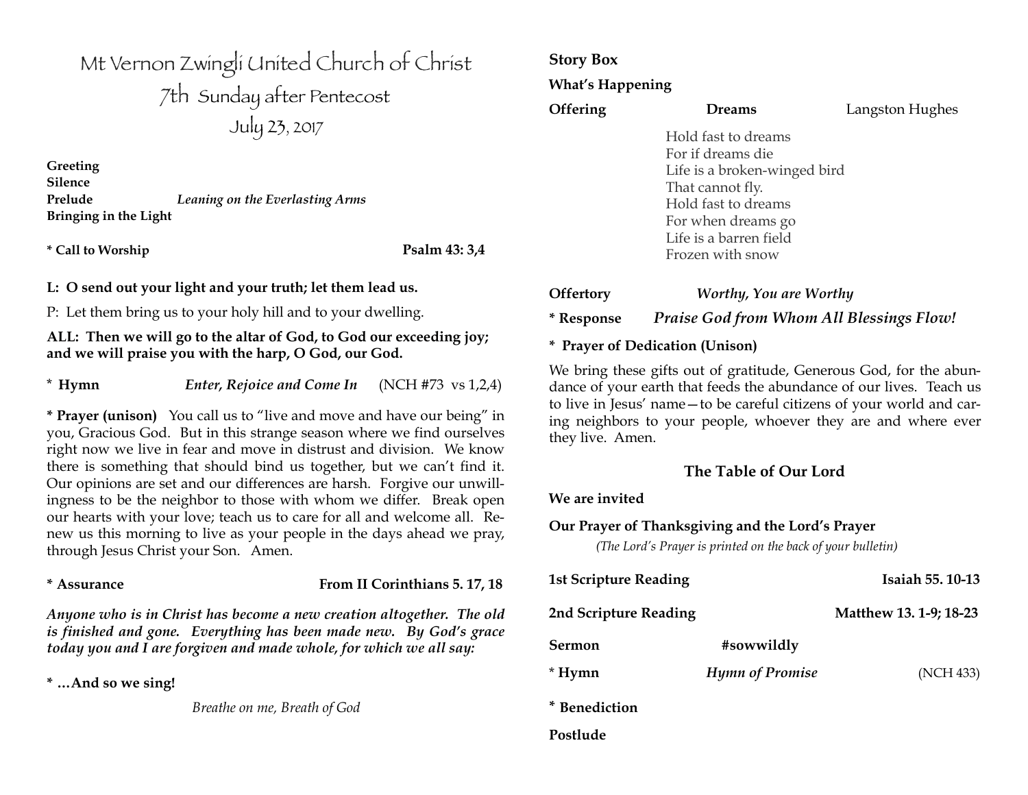# Mt Vernon Zwingli United Church of Christ

## 7th Sunday after Pentecost

## July 23, 2017

**Greeting**
**Silence**
**Prelude** *Leaning on the Everlasting Arms*
**Bringing in the Light**

**\* Call to Worship** **Psalm 43: 3,4**

**L: O send out your light and your truth; let them lead us.**

P: Let them bring us to your holy hill and to your dwelling.

**ALL: Then we will go to the altar of God, to God our exceeding joy; and we will praise you with the harp, O God, our God.**

\* **Hymn** *Enter, Rejoice and Come In* (NCH #73 vs 1,2,4)

**\* Prayer (unison)** You call us to "live and move and have our being" in you, Gracious God. But in this strange season where we find ourselves right now we live in fear and move in distrust and division. We know there is something that should bind us together, but we can't find it. Our opinions are set and our differences are harsh. Forgive our unwillingness to be the neighbor to those with whom we differ. Break open our hearts with your love; teach us to care for all and welcome all. Renew us this morning to live as your people in the days ahead we pray, through Jesus Christ your Son. Amen.

**\* Assurance** **From II Corinthians 5. 17, 18**

***Anyone who is in Christ has become a new creation altogether. The old is finished and gone. Everything has been made new. By God's grace today you and I are forgiven and made whole, for which we all say:***

**\* …And so we sing!**

*Breathe on me, Breath of God*

**Story Box**

**What's Happening**

**Offering** **Dreams** Langston Hughes

Hold fast to dreams
For if dreams die
Life is a broken-winged bird
That cannot fly.
Hold fast to dreams
For when dreams go
Life is a barren field
Frozen with snow

**Offertory** ***Worthy, You are Worthy***

**\* Response** ***Praise God from Whom All Blessings Flow!***

**\* Prayer of Dedication (Unison)**

We bring these gifts out of gratitude, Generous God, for the abundance of your earth that feeds the abundance of our lives. Teach us to live in Jesus' name—to be careful citizens of your world and caring neighbors to your people, whoever they are and where ever they live. Amen.

## The Table of Our Lord

**We are invited**

**Our Prayer of Thanksgiving and the Lord's Prayer**

*(The Lord's Prayer is printed on the back of your bulletin)*

**1st Scripture Reading** **Isaiah 55. 10-13**

**2nd Scripture Reading** **Matthew 13. 1-9; 18-23**

**Sermon** **#sowwildly**

\* **Hymn** ***Hymn of Promise*** (NCH 433)

**\* Benediction**

**Postlude**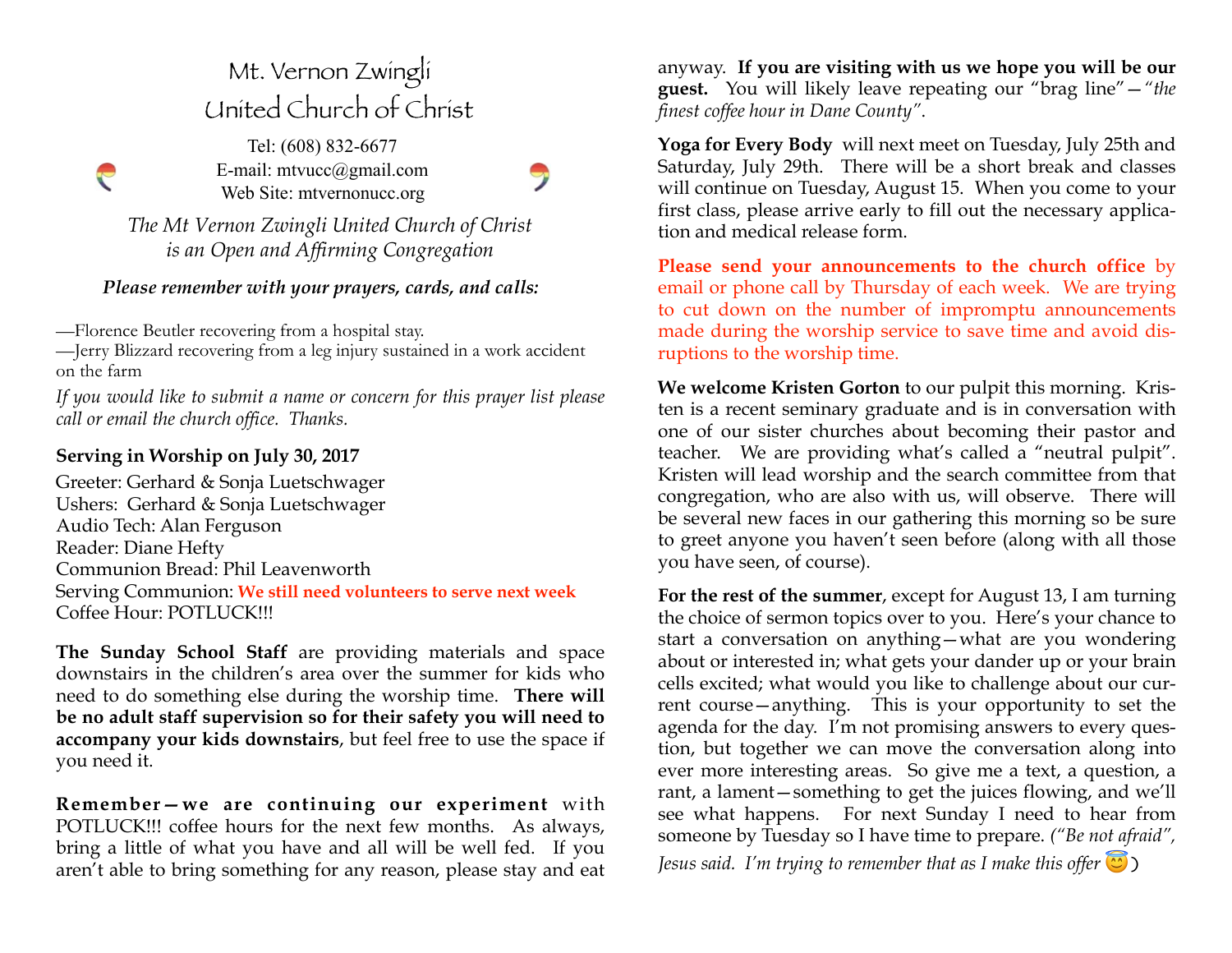# Mt. Vernon Zwingli United Church of Christ

Tel: (608) 832-6677
E-mail: mtvucc@gmail.com
Web Site: mtvernonucc.org

*The Mt Vernon Zwingli United Church of Christ is an Open and Affirming Congregation*

***Please remember with your prayers, cards, and calls:***

—Florence Beutler recovering from a hospital stay.
—Jerry Blizzard recovering from a leg injury sustained in a work accident on the farm

*If you would like to submit a name or concern for this prayer list please call or email the church office. Thanks.*

**Serving in Worship on July 30, 2017**

Greeter: Gerhard & Sonja Luetschwager
Ushers: Gerhard & Sonja Luetschwager
Audio Tech: Alan Ferguson
Reader: Diane Hefty
Communion Bread: Phil Leavenworth
Serving Communion: **We still need volunteers to serve next week**
Coffee Hour: POTLUCK!!!

**The Sunday School Staff** are providing materials and space downstairs in the children's area over the summer for kids who need to do something else during the worship time. **There will be no adult staff supervision so for their safety you will need to accompany your kids downstairs**, but feel free to use the space if you need it.

**Remember—we are continuing our experiment** with POTLUCK!!! coffee hours for the next few months. As always, bring a little of what you have and all will be well fed. If you aren't able to bring something for any reason, please stay and eat anyway. **If you are visiting with us we hope you will be our guest.** You will likely leave repeating our "brag line"—*"the finest coffee hour in Dane County"*.

**Yoga for Every Body** will next meet on Tuesday, July 25th and Saturday, July 29th. There will be a short break and classes will continue on Tuesday, August 15. When you come to your first class, please arrive early to fill out the necessary application and medical release form.

**Please send your announcements to the church office** by email or phone call by Thursday of each week. We are trying to cut down on the number of impromptu announcements made during the worship service to save time and avoid disruptions to the worship time.

**We welcome Kristen Gorton** to our pulpit this morning. Kristen is a recent seminary graduate and is in conversation with one of our sister churches about becoming their pastor and teacher. We are providing what's called a "neutral pulpit". Kristen will lead worship and the search committee from that congregation, who are also with us, will observe. There will be several new faces in our gathering this morning so be sure to greet anyone you haven't seen before (along with all those you have seen, of course).

**For the rest of the summer**, except for August 13, I am turning the choice of sermon topics over to you. Here's your chance to start a conversation on anything—what are you wondering about or interested in; what gets your dander up or your brain cells excited; what would you like to challenge about our current course—anything. This is your opportunity to set the agenda for the day. I'm not promising answers to every question, but together we can move the conversation along into ever more interesting areas. So give me a text, a question, a rant, a lament—something to get the juices flowing, and we'll see what happens. For next Sunday I need to hear from someone by Tuesday so I have time to prepare. *("Be not afraid", Jesus said. I'm trying to remember that as I make this offer* 😇)